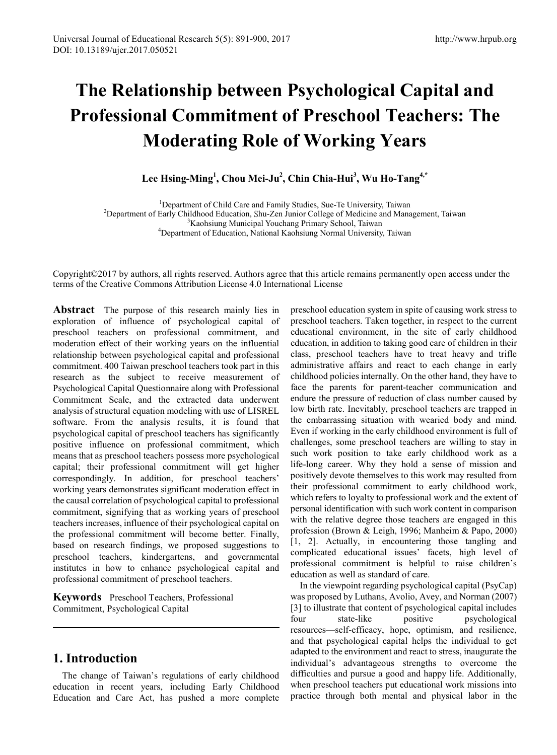# The Relationship between Psychological Capital and Professional Commitment of Preschool Teachers: The Moderating Role of Working Years

**Lee Hsing-Ming[1], Chou Mei-Ju[2], Chin Chia-Hui[3], Wu Ho-Tang[4,*]**

[1]Department of Child Care and Family Studies, Sue-Te University, Taiwan
[2]Department of Early Childhood Education, Shu-Zen Junior College of Medicine and Management, Taiwan
[3]Kaohsiung Municipal Youchang Primary School, Taiwan
[4]Department of Education, National Kaohsiung Normal University, Taiwan

Copyright©2017 by authors, all rights reserved. Authors agree that this article remains permanently open access under the terms of the Creative Commons Attribution License 4.0 International License

**Abstract** The purpose of this research mainly lies in exploration of influence of psychological capital of preschool teachers on professional commitment, and moderation effect of their working years on the influential relationship between psychological capital and professional commitment. 400 Taiwan preschool teachers took part in this research as the subject to receive measurement of Psychological Capital Questionnaire along with Professional Commitment Scale, and the extracted data underwent analysis of structural equation modeling with use of LISREL software. From the analysis results, it is found that psychological capital of preschool teachers has significantly positive influence on professional commitment, which means that as preschool teachers possess more psychological capital; their professional commitment will get higher correspondingly. In addition, for preschool teachers' working years demonstrates significant moderation effect in the causal correlation of psychological capital to professional commitment, signifying that as working years of preschool teachers increases, influence of their psychological capital on the professional commitment will become better. Finally, based on research findings, we proposed suggestions to preschool teachers, kindergartens, and governmental institutes in how to enhance psychological capital and professional commitment of preschool teachers.

**Keywords** Preschool Teachers, Professional Commitment, Psychological Capital

## 1. Introduction

The change of Taiwan's regulations of early childhood education in recent years, including Early Childhood Education and Care Act, has pushed a more complete preschool education system in spite of causing work stress to preschool teachers. Taken together, in respect to the current educational environment, in the site of early childhood education, in addition to taking good care of children in their class, preschool teachers have to treat heavy and trifle administrative affairs and react to each change in early childhood policies internally. On the other hand, they have to face the parents for parent-teacher communication and endure the pressure of reduction of class number caused by low birth rate. Inevitably, preschool teachers are trapped in the embarrassing situation with wearied body and mind. Even if working in the early childhood environment is full of challenges, some preschool teachers are willing to stay in such work position to take early childhood work as a life-long career. Why they hold a sense of mission and positively devote themselves to this work may resulted from their professional commitment to early childhood work, which refers to loyalty to professional work and the extent of personal identification with such work content in comparison with the relative degree those teachers are engaged in this profession (Brown & Leigh, 1996; Manheim & Papo, 2000) [1, 2]. Actually, in encountering those tangling and complicated educational issues' facets, high level of professional commitment is helpful to raise children's education as well as standard of care.

In the viewpoint regarding psychological capital (PsyCap) was proposed by Luthans, Avolio, Avey, and Norman (2007) [3] to illustrate that content of psychological capital includes four state-like positive psychological resources—self-efficacy, hope, optimism, and resilience, and that psychological capital helps the individual to get adapted to the environment and react to stress, inaugurate the individual's advantageous strengths to overcome the difficulties and pursue a good and happy life. Additionally, when preschool teachers put educational work missions into practice through both mental and physical labor in the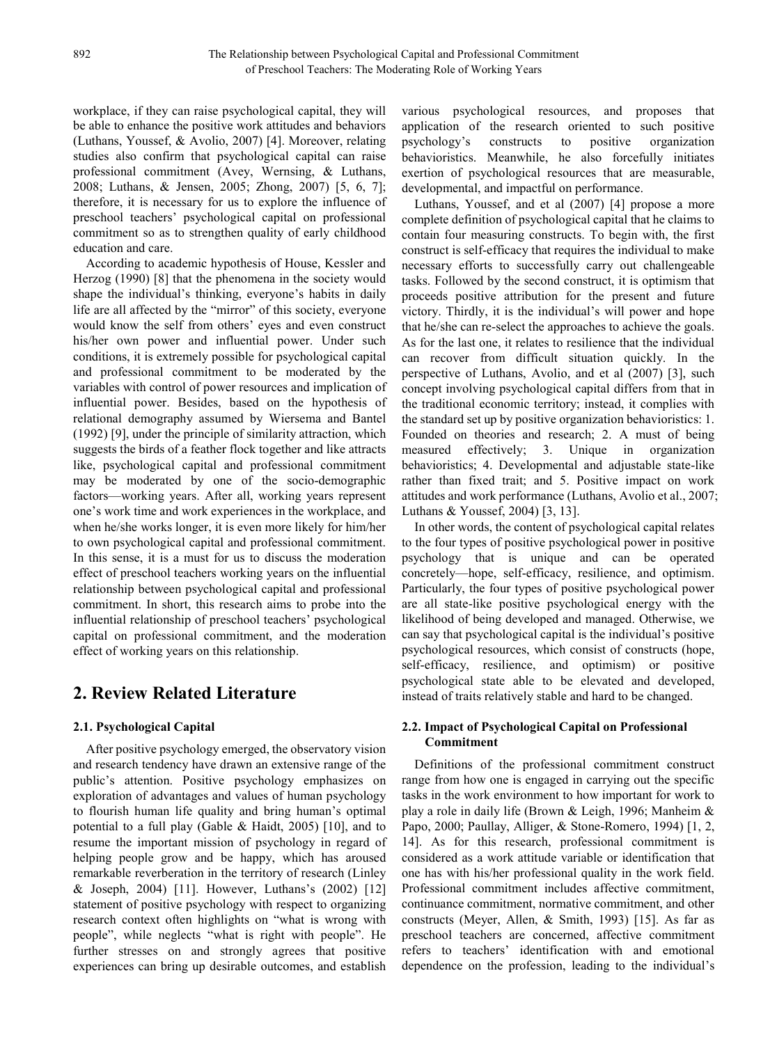workplace, if they can raise psychological capital, they will be able to enhance the positive work attitudes and behaviors (Luthans, Youssef, & Avolio, 2007) [4]. Moreover, relating studies also confirm that psychological capital can raise professional commitment (Avey, Wernsing, & Luthans, 2008; Luthans, & Jensen, 2005; Zhong, 2007) [5, 6, 7]; therefore, it is necessary for us to explore the influence of preschool teachers' psychological capital on professional commitment so as to strengthen quality of early childhood education and care.

According to academic hypothesis of House, Kessler and Herzog (1990) [8] that the phenomena in the society would shape the individual's thinking, everyone's habits in daily life are all affected by the "mirror" of this society, everyone would know the self from others' eyes and even construct his/her own power and influential power. Under such conditions, it is extremely possible for psychological capital and professional commitment to be moderated by the variables with control of power resources and implication of influential power. Besides, based on the hypothesis of relational demography assumed by Wiersema and Bantel (1992) [9], under the principle of similarity attraction, which suggests the birds of a feather flock together and like attracts like, psychological capital and professional commitment may be moderated by one of the socio-demographic factors—working years. After all, working years represent one's work time and work experiences in the workplace, and when he/she works longer, it is even more likely for him/her to own psychological capital and professional commitment. In this sense, it is a must for us to discuss the moderation effect of preschool teachers working years on the influential relationship between psychological capital and professional commitment. In short, this research aims to probe into the influential relationship of preschool teachers' psychological capital on professional commitment, and the moderation effect of working years on this relationship.

## 2. Review Related Literature

### 2.1. Psychological Capital

After positive psychology emerged, the observatory vision and research tendency have drawn an extensive range of the public's attention. Positive psychology emphasizes on exploration of advantages and values of human psychology to flourish human life quality and bring human's optimal potential to a full play (Gable & Haidt, 2005) [10], and to resume the important mission of psychology in regard of helping people grow and be happy, which has aroused remarkable reverberation in the territory of research (Linley & Joseph, 2004) [11]. However, Luthans's (2002) [12] statement of positive psychology with respect to organizing research context often highlights on "what is wrong with people", while neglects "what is right with people". He further stresses on and strongly agrees that positive experiences can bring up desirable outcomes, and establish various psychological resources, and proposes that application of the research oriented to such positive psychology's constructs to positive organization behavioristics. Meanwhile, he also forcefully initiates exertion of psychological resources that are measurable, developmental, and impactful on performance.

Luthans, Youssef, and et al (2007) [4] propose a more complete definition of psychological capital that he claims to contain four measuring constructs. To begin with, the first construct is self-efficacy that requires the individual to make necessary efforts to successfully carry out challengeable tasks. Followed by the second construct, it is optimism that proceeds positive attribution for the present and future victory. Thirdly, it is the individual's will power and hope that he/she can re-select the approaches to achieve the goals. As for the last one, it relates to resilience that the individual can recover from difficult situation quickly. In the perspective of Luthans, Avolio, and et al (2007) [3], such concept involving psychological capital differs from that in the traditional economic territory; instead, it complies with the standard set up by positive organization behavioristics: 1. Founded on theories and research; 2. A must of being measured effectively; 3. Unique in organization behavioristics; 4. Developmental and adjustable state-like rather than fixed trait; and 5. Positive impact on work attitudes and work performance (Luthans, Avolio et al., 2007; Luthans & Youssef, 2004) [3, 13].

In other words, the content of psychological capital relates to the four types of positive psychological power in positive psychology that is unique and can be operated concretely—hope, self-efficacy, resilience, and optimism. Particularly, the four types of positive psychological power are all state-like positive psychological energy with the likelihood of being developed and managed. Otherwise, we can say that psychological capital is the individual's positive psychological resources, which consist of constructs (hope, self-efficacy, resilience, and optimism) or positive psychological state able to be elevated and developed, instead of traits relatively stable and hard to be changed.

### 2.2. Impact of Psychological Capital on Professional Commitment

Definitions of the professional commitment construct range from how one is engaged in carrying out the specific tasks in the work environment to how important for work to play a role in daily life (Brown & Leigh, 1996; Manheim & Papo, 2000; Paullay, Alliger, & Stone-Romero, 1994) [1, 2, 14]. As for this research, professional commitment is considered as a work attitude variable or identification that one has with his/her professional quality in the work field. Professional commitment includes affective commitment, continuance commitment, normative commitment, and other constructs (Meyer, Allen, & Smith, 1993) [15]. As far as preschool teachers are concerned, affective commitment refers to teachers' identification with and emotional dependence on the profession, leading to the individual's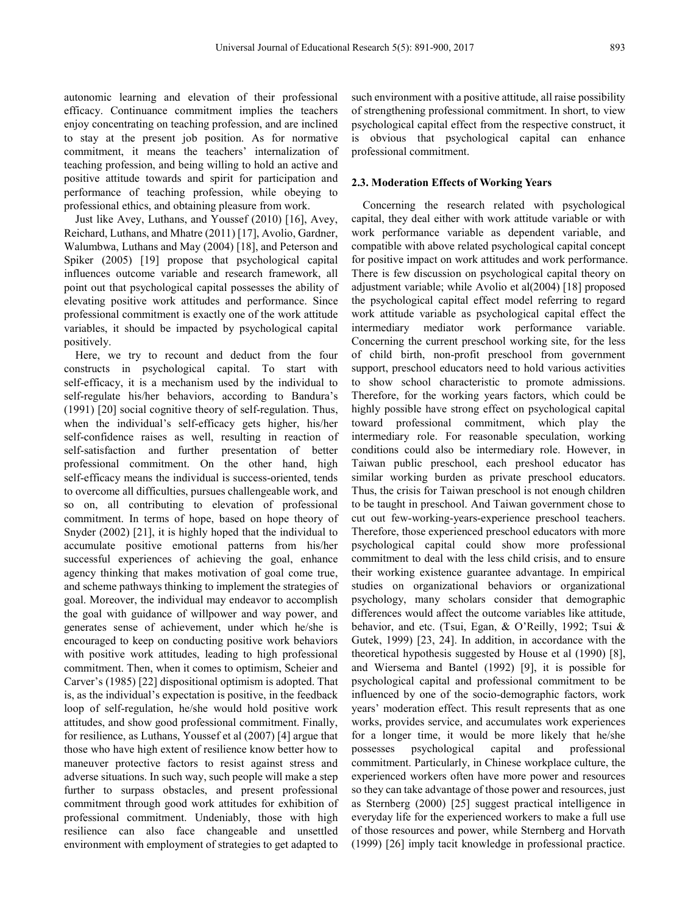autonomic learning and elevation of their professional efficacy. Continuance commitment implies the teachers enjoy concentrating on teaching profession, and are inclined to stay at the present job position. As for normative commitment, it means the teachers' internalization of teaching profession, and being willing to hold an active and positive attitude towards and spirit for participation and performance of teaching profession, while obeying to professional ethics, and obtaining pleasure from work.

Just like Avey, Luthans, and Youssef (2010) [16], Avey, Reichard, Luthans, and Mhatre (2011) [17], Avolio, Gardner, Walumbwa, Luthans and May (2004) [18], and Peterson and Spiker (2005) [19] propose that psychological capital influences outcome variable and research framework, all point out that psychological capital possesses the ability of elevating positive work attitudes and performance. Since professional commitment is exactly one of the work attitude variables, it should be impacted by psychological capital positively.

Here, we try to recount and deduct from the four constructs in psychological capital. To start with self-efficacy, it is a mechanism used by the individual to self-regulate his/her behaviors, according to Bandura's (1991) [20] social cognitive theory of self-regulation. Thus, when the individual's self-efficacy gets higher, his/her self-confidence raises as well, resulting in reaction of self-satisfaction and further presentation of better professional commitment. On the other hand, high self-efficacy means the individual is success-oriented, tends to overcome all difficulties, pursues challengeable work, and so on, all contributing to elevation of professional commitment. In terms of hope, based on hope theory of Snyder (2002) [21], it is highly hoped that the individual to accumulate positive emotional patterns from his/her successful experiences of achieving the goal, enhance agency thinking that makes motivation of goal come true, and scheme pathways thinking to implement the strategies of goal. Moreover, the individual may endeavor to accomplish the goal with guidance of willpower and way power, and generates sense of achievement, under which he/she is encouraged to keep on conducting positive work behaviors with positive work attitudes, leading to high professional commitment. Then, when it comes to optimism, Scheier and Carver's (1985) [22] dispositional optimism is adopted. That is, as the individual's expectation is positive, in the feedback loop of self-regulation, he/she would hold positive work attitudes, and show good professional commitment. Finally, for resilience, as Luthans, Youssef et al (2007) [4] argue that those who have high extent of resilience know better how to maneuver protective factors to resist against stress and adverse situations. In such way, such people will make a step further to surpass obstacles, and present professional commitment through good work attitudes for exhibition of professional commitment. Undeniably, those with high resilience can also face changeable and unsettled environment with employment of strategies to get adapted to such environment with a positive attitude, all raise possibility of strengthening professional commitment. In short, to view psychological capital effect from the respective construct, it is obvious that psychological capital can enhance professional commitment.

### 2.3. Moderation Effects of Working Years

Concerning the research related with psychological capital, they deal either with work attitude variable or with work performance variable as dependent variable, and compatible with above related psychological capital concept for positive impact on work attitudes and work performance. There is few discussion on psychological capital theory on adjustment variable; while Avolio et al(2004) [18] proposed the psychological capital effect model referring to regard work attitude variable as psychological capital effect the intermediary mediator work performance variable. Concerning the current preschool working site, for the less of child birth, non-profit preschool from government support, preschool educators need to hold various activities to show school characteristic to promote admissions. Therefore, for the working years factors, which could be highly possible have strong effect on psychological capital toward professional commitment, which play the intermediary role. For reasonable speculation, working conditions could also be intermediary role. However, in Taiwan public preschool, each preshool educator has similar working burden as private preschool educators. Thus, the crisis for Taiwan preschool is not enough children to be taught in preschool. And Taiwan government chose to cut out few-working-years-experience preschool teachers. Therefore, those experienced preschool educators with more psychological capital could show more professional commitment to deal with the less child crisis, and to ensure their working existence guarantee advantage. In empirical studies on organizational behaviors or organizational psychology, many scholars consider that demographic differences would affect the outcome variables like attitude, behavior, and etc. (Tsui, Egan, & O'Reilly, 1992; Tsui & Gutek, 1999) [23, 24]. In addition, in accordance with the theoretical hypothesis suggested by House et al (1990) [8], and Wiersema and Bantel (1992) [9], it is possible for psychological capital and professional commitment to be influenced by one of the socio-demographic factors, work years' moderation effect. This result represents that as one works, provides service, and accumulates work experiences for a longer time, it would be more likely that he/she possesses psychological capital and professional commitment. Particularly, in Chinese workplace culture, the experienced workers often have more power and resources so they can take advantage of those power and resources, just as Sternberg (2000) [25] suggest practical intelligence in everyday life for the experienced workers to make a full use of those resources and power, while Sternberg and Horvath (1999) [26] imply tacit knowledge in professional practice.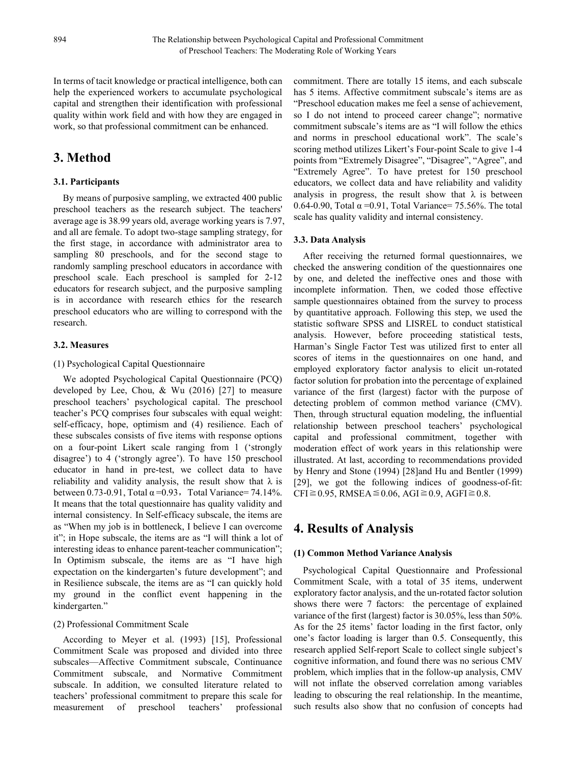In terms of tacit knowledge or practical intelligence, both can help the experienced workers to accumulate psychological capital and strengthen their identification with professional quality within work field and with how they are engaged in work, so that professional commitment can be enhanced.

## 3. Method

### 3.1. Participants

By means of purposive sampling, we extracted 400 public preschool teachers as the research subject. The teachers' average age is 38.99 years old, average working years is 7.97, and all are female. To adopt two-stage sampling strategy, for the first stage, in accordance with administrator area to sampling 80 preschools, and for the second stage to randomly sampling preschool educators in accordance with preschool scale. Each preschool is sampled for 2-12 educators for research subject, and the purposive sampling is in accordance with research ethics for the research preschool educators who are willing to correspond with the research.

### 3.2. Measures

(1) Psychological Capital Questionnaire

We adopted Psychological Capital Questionnaire (PCQ) developed by Lee, Chou, & Wu (2016) [27] to measure preschool teachers' psychological capital. The preschool teacher's PCQ comprises four subscales with equal weight: self-efficacy, hope, optimism and (4) resilience. Each of these subscales consists of five items with response options on a four-point Likert scale ranging from 1 ('strongly disagree') to 4 ('strongly agree'). To have 150 preschool educator in hand in pre-test, we collect data to have reliability and validity analysis, the result show that $\lambda$ is between 0.73-0.91, Total $\alpha$ =0.93，Total Variance= 74.14%. It means that the total questionnaire has quality validity and internal consistency. In Self-efficacy subscale, the items are as "When my job is in bottleneck, I believe I can overcome it"; in Hope subscale, the items are as "I will think a lot of interesting ideas to enhance parent-teacher communication"; In Optimism subscale, the items are as "I have high expectation on the kindergarten's future development"; and in Resilience subscale, the items are as "I can quickly hold my ground in the conflict event happening in the kindergarten."

(2) Professional Commitment Scale

According to Meyer et al. (1993) [15], Professional Commitment Scale was proposed and divided into three subscales—Affective Commitment subscale, Continuance Commitment subscale, and Normative Commitment subscale. In addition, we consulted literature related to teachers' professional commitment to prepare this scale for measurement of preschool teachers' professional commitment. There are totally 15 items, and each subscale has 5 items. Affective commitment subscale's items are as "Preschool education makes me feel a sense of achievement, so I do not intend to proceed career change"; normative commitment subscale's items are as "I will follow the ethics and norms in preschool educational work". The scale's scoring method utilizes Likert's Four-point Scale to give 1-4 points from "Extremely Disagree", "Disagree", "Agree", and "Extremely Agree". To have pretest for 150 preschool educators, we collect data and have reliability and validity analysis in progress, the result show that $\lambda$ is between 0.64-0.90, Total $\alpha$ =0.91, Total Variance= 75.56%. The total scale has quality validity and internal consistency.

### 3.3. Data Analysis

After receiving the returned formal questionnaires, we checked the answering condition of the questionnaires one by one, and deleted the ineffective ones and those with incomplete information. Then, we coded those effective sample questionnaires obtained from the survey to process by quantitative approach. Following this step, we used the statistic software SPSS and LISREL to conduct statistical analysis. However, before proceeding statistical tests, Harman's Single Factor Test was utilized first to enter all scores of items in the questionnaires on one hand, and employed exploratory factor analysis to elicit un-rotated factor solution for probation into the percentage of explained variance of the first (largest) factor with the purpose of detecting problem of common method variance (CMV). Then, through structural equation modeling, the influential relationship between preschool teachers' psychological capital and professional commitment, together with moderation effect of work years in this relationship were illustrated. At last, according to recommendations provided by Henry and Stone (1994) [28]and Hu and Bentler (1999) [29], we got the following indices of goodness-of-fit: CFI$\geqq$0.95, RMSEA$\leqq$0.06, AGI$\geqq$0.9, AGFI$\geqq$0.8.

## 4. Results of Analysis

**(1) Common Method Variance Analysis**

Psychological Capital Questionnaire and Professional Commitment Scale, with a total of 35 items, underwent exploratory factor analysis, and the un-rotated factor solution shows there were 7 factors: the percentage of explained variance of the first (largest) factor is 30.05%, less than 50%. As for the 25 items' factor loading in the first factor, only one's factor loading is larger than 0.5. Consequently, this research applied Self-report Scale to collect single subject's cognitive information, and found there was no serious CMV problem, which implies that in the follow-up analysis, CMV will not inflate the observed correlation among variables leading to obscuring the real relationship. In the meantime, such results also show that no confusion of concepts had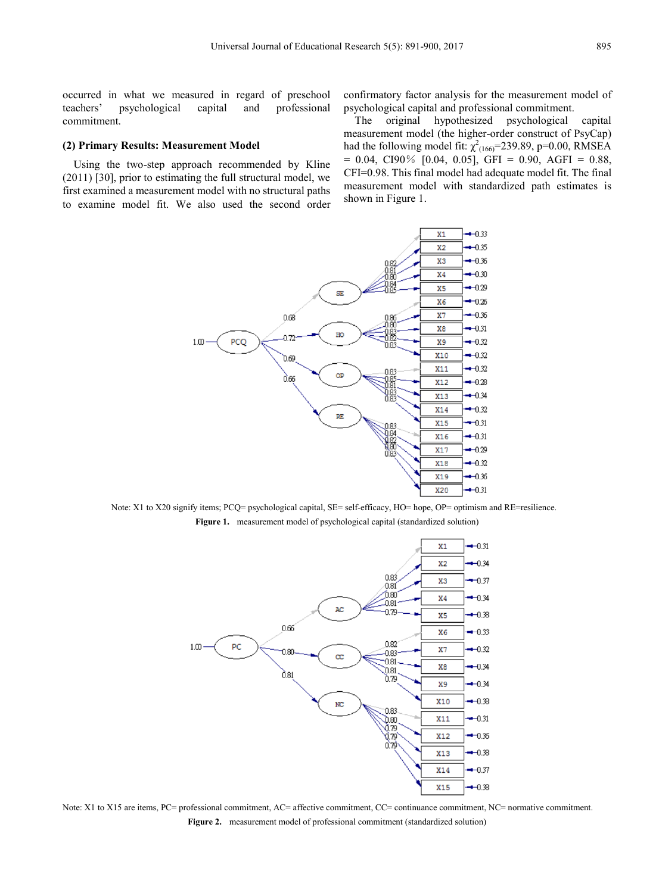occurred in what we measured in regard of preschool teachers' psychological capital and professional commitment.

### (2) Primary Results: Measurement Model

Using the two-step approach recommended by Kline (2011) [30], prior to estimating the full structural model, we first examined a measurement model with no structural paths to examine model fit. We also used the second order confirmatory factor analysis for the measurement model of psychological capital and professional commitment.

The original hypothesized psychological capital measurement model (the higher-order construct of PsyCap) had the following model fit: $\chi^2_{(166)}$=239.89, p=0.00, RMSEA = 0.04, CI90% [0.04, 0.05], GFI = 0.90, AGFI = 0.88, CFI=0.98. This final model had adequate model fit. The final measurement model with standardized path estimates is shown in Figure 1.

Note: X1 to X20 signify items; PCQ= psychological capital, SE= self-efficacy, HO= hope, OP= optimism and RE=resilience.

**Figure 1.** measurement model of psychological capital (standardized solution)

Note: X1 to X15 are items, PC= professional commitment, AC= affective commitment, CC= continuance commitment, NC= normative commitment.

**Figure 2.** measurement model of professional commitment (standardized solution)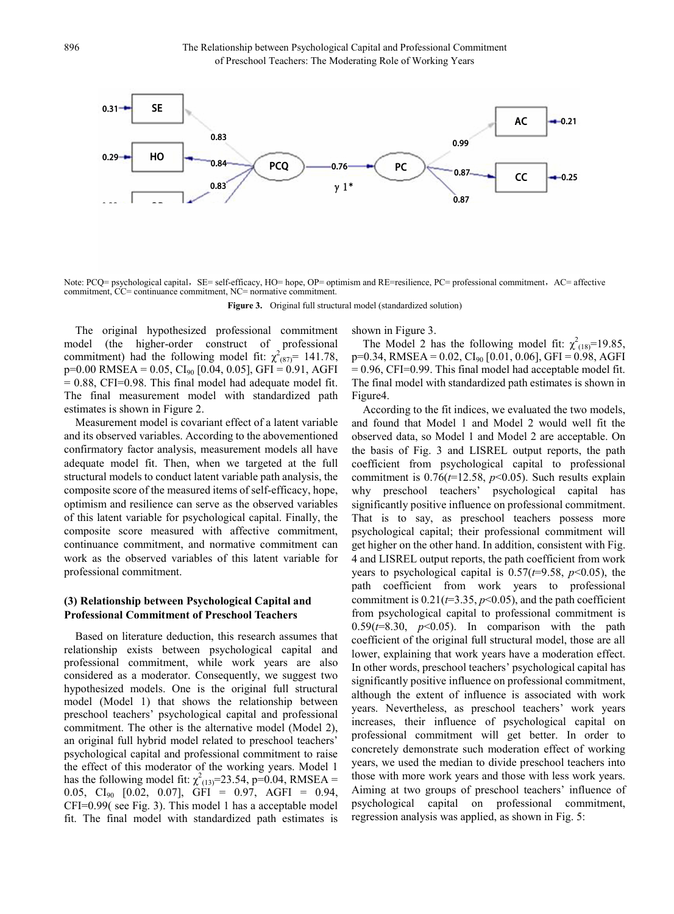Note: PCQ= psychological capital，SE= self-efficacy, HO= hope, OP= optimism and RE=resilience, PC= professional commitment，AC= affective commitment, CC= continuance commitment, NC= normative commitment.

**Figure 3.** Original full structural model (standardized solution)

The original hypothesized professional commitment model (the higher-order construct of professional commitment) had the following model fit: $\chi^2_{(87)}$= 141.78, p=0.00 RMSEA = 0.05, $CI_{90}$ [0.04, 0.05], GFI = 0.91, AGFI = 0.88, CFI=0.98. This final model had adequate model fit. The final measurement model with standardized path estimates is shown in Figure 2.

Measurement model is covariant effect of a latent variable and its observed variables. According to the abovementioned confirmatory factor analysis, measurement models all have adequate model fit. Then, when we targeted at the full structural models to conduct latent variable path analysis, the composite score of the measured items of self-efficacy, hope, optimism and resilience can serve as the observed variables of this latent variable for psychological capital. Finally, the composite score measured with affective commitment, continuance commitment, and normative commitment can work as the observed variables of this latent variable for professional commitment.

### (3) Relationship between Psychological Capital and Professional Commitment of Preschool Teachers

Based on literature deduction, this research assumes that relationship exists between psychological capital and professional commitment, while work years are also considered as a moderator. Consequently, we suggest two hypothesized models. One is the original full structural model (Model 1) that shows the relationship between preschool teachers' psychological capital and professional commitment. The other is the alternative model (Model 2), an original full hybrid model related to preschool teachers' psychological capital and professional commitment to raise the effect of this moderator of the working years. Model 1 has the following model fit: $\chi^2_{(13)}$=23.54, p=0.04, RMSEA = 0.05, $CI_{90}$ [0.02, 0.07], GFI = 0.97, AGFI = 0.94, CFI=0.99( see Fig. 3). This model 1 has a acceptable model fit. The final model with standardized path estimates is shown in Figure 3.

The Model 2 has the following model fit: $\chi^2_{(18)}$=19.85, p=0.34, RMSEA = 0.02, $CI_{90}$ [0.01, 0.06], GFI = 0.98, AGFI = 0.96, CFI=0.99. This final model had acceptable model fit. The final model with standardized path estimates is shown in Figure4.

According to the fit indices, we evaluated the two models, and found that Model 1 and Model 2 would well fit the observed data, so Model 1 and Model 2 are acceptable. On the basis of Fig. 3 and LISREL output reports, the path coefficient from psychological capital to professional commitment is 0.76($t$=12.58, $p$<0.05). Such results explain why preschool teachers' psychological capital has significantly positive influence on professional commitment. That is to say, as preschool teachers possess more psychological capital; their professional commitment will get higher on the other hand. In addition, consistent with Fig. 4 and LISREL output reports, the path coefficient from work years to psychological capital is 0.57($t$=9.58, $p$<0.05), the path coefficient from work years to professional commitment is 0.21($t$=3.35, $p$<0.05), and the path coefficient from psychological capital to professional commitment is 0.59($t$=8.30, $p$<0.05). In comparison with the path coefficient of the original full structural model, those are all lower, explaining that work years have a moderation effect. In other words, preschool teachers' psychological capital has significantly positive influence on professional commitment, although the extent of influence is associated with work years. Nevertheless, as preschool teachers' work years increases, their influence of psychological capital on professional commitment will get better. In order to concretely demonstrate such moderation effect of working years, we used the median to divide preschool teachers into those with more work years and those with less work years. Aiming at two groups of preschool teachers' influence of psychological capital on professional commitment, regression analysis was applied, as shown in Fig. 5: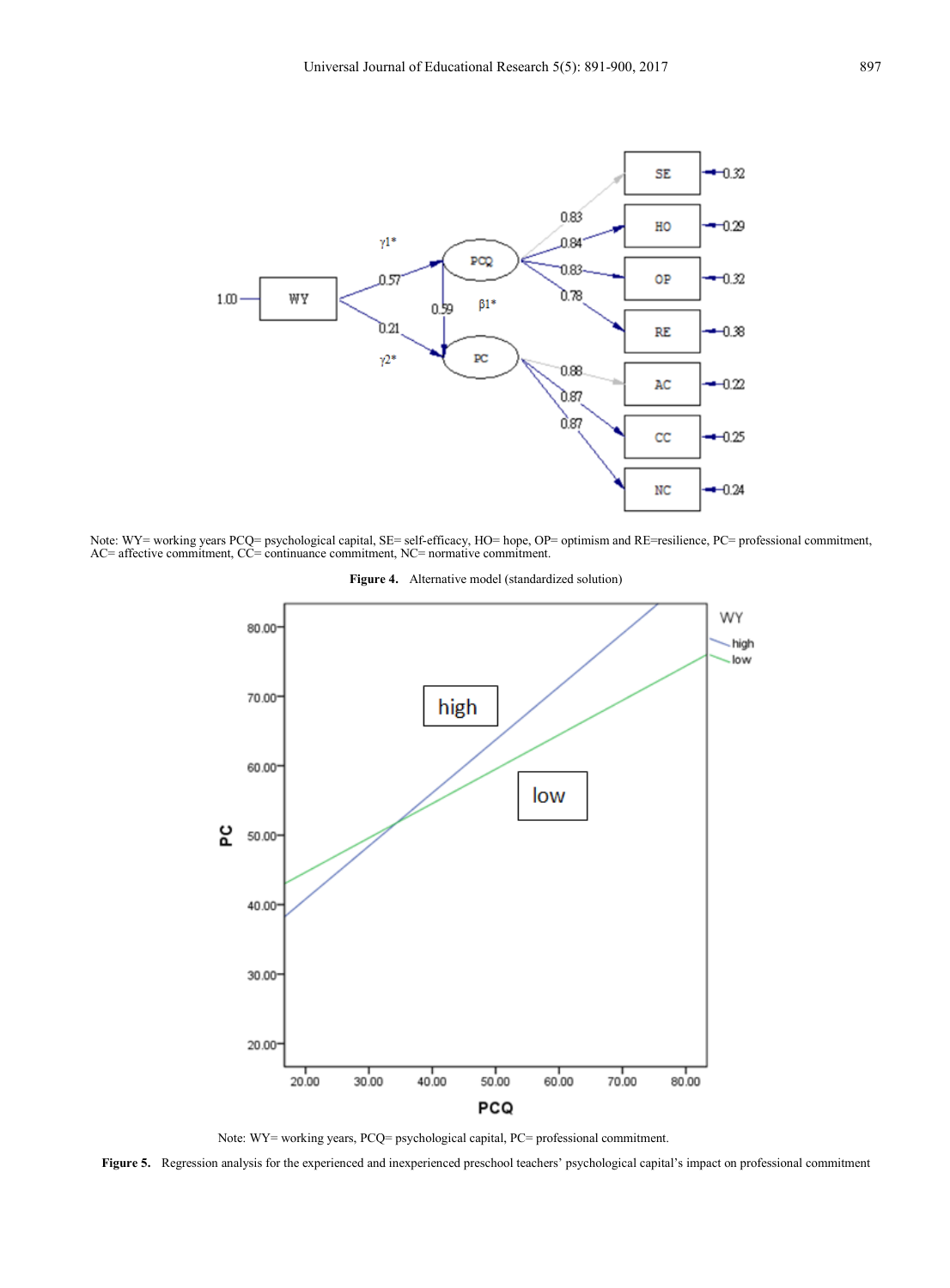Note: WY= working years PCQ= psychological capital, SE= self-efficacy, HO= hope, OP= optimism and RE=resilience, PC= professional commitment, AC= affective commitment, CC= continuance commitment, NC= normative commitment.

**Figure 4.** Alternative model (standardized solution)

Note: WY= working years, PCQ= psychological capital, PC= professional commitment.

**Figure 5.** Regression analysis for the experienced and inexperienced preschool teachers' psychological capital's impact on professional commitment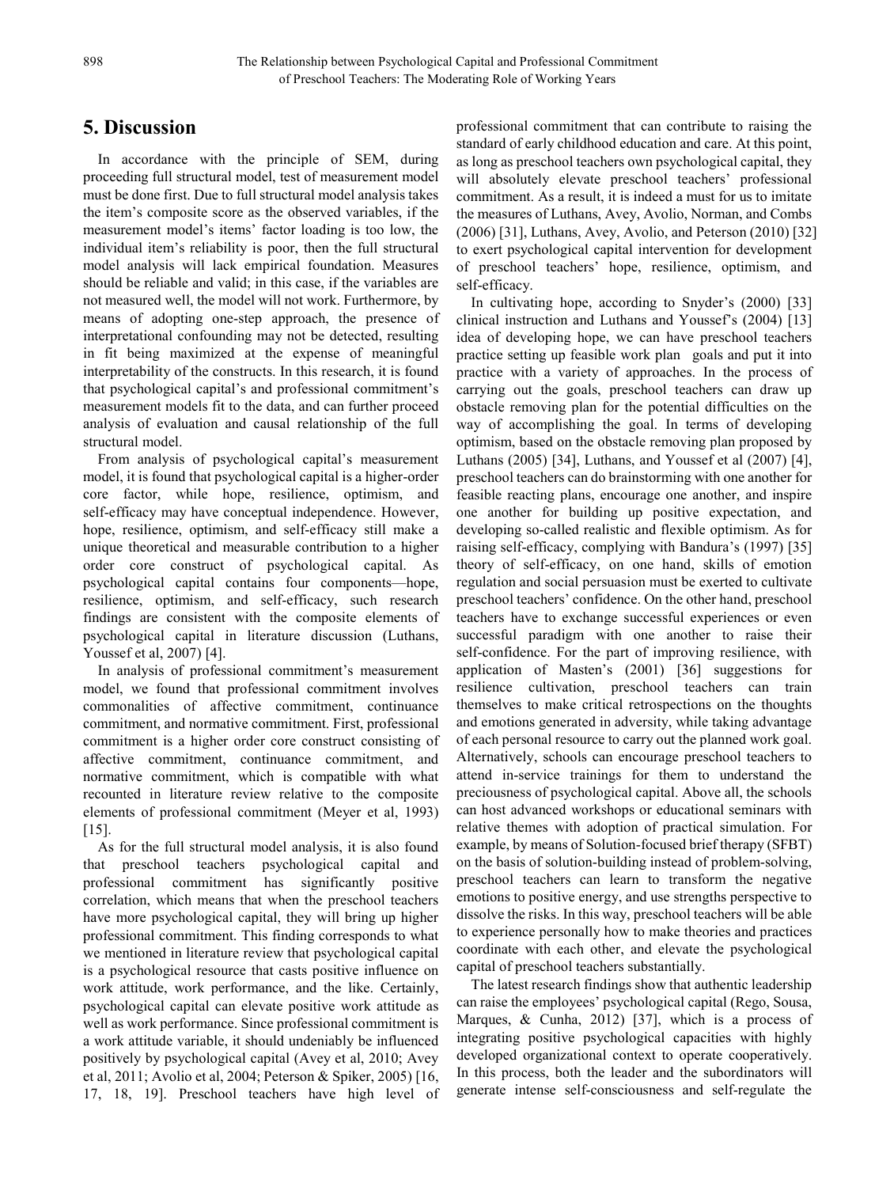## 5. Discussion

In accordance with the principle of SEM, during proceeding full structural model, test of measurement model must be done first. Due to full structural model analysis takes the item's composite score as the observed variables, if the measurement model's items' factor loading is too low, the individual item's reliability is poor, then the full structural model analysis will lack empirical foundation. Measures should be reliable and valid; in this case, if the variables are not measured well, the model will not work. Furthermore, by means of adopting one-step approach, the presence of interpretational confounding may not be detected, resulting in fit being maximized at the expense of meaningful interpretability of the constructs. In this research, it is found that psychological capital's and professional commitment's measurement models fit to the data, and can further proceed analysis of evaluation and causal relationship of the full structural model.

From analysis of psychological capital's measurement model, it is found that psychological capital is a higher-order core factor, while hope, resilience, optimism, and self-efficacy may have conceptual independence. However, hope, resilience, optimism, and self-efficacy still make a unique theoretical and measurable contribution to a higher order core construct of psychological capital. As psychological capital contains four components—hope, resilience, optimism, and self-efficacy, such research findings are consistent with the composite elements of psychological capital in literature discussion (Luthans, Youssef et al, 2007) [4].

In analysis of professional commitment's measurement model, we found that professional commitment involves commonalities of affective commitment, continuance commitment, and normative commitment. First, professional commitment is a higher order core construct consisting of affective commitment, continuance commitment, and normative commitment, which is compatible with what recounted in literature review relative to the composite elements of professional commitment (Meyer et al, 1993) [15].

As for the full structural model analysis, it is also found that preschool teachers psychological capital and professional commitment has significantly positive correlation, which means that when the preschool teachers have more psychological capital, they will bring up higher professional commitment. This finding corresponds to what we mentioned in literature review that psychological capital is a psychological resource that casts positive influence on work attitude, work performance, and the like. Certainly, psychological capital can elevate positive work attitude as well as work performance. Since professional commitment is a work attitude variable, it should undeniably be influenced positively by psychological capital (Avey et al, 2010; Avey et al, 2011; Avolio et al, 2004; Peterson & Spiker, 2005) [16, 17, 18, 19]. Preschool teachers have high level of professional commitment that can contribute to raising the standard of early childhood education and care. At this point, as long as preschool teachers own psychological capital, they will absolutely elevate preschool teachers' professional commitment. As a result, it is indeed a must for us to imitate the measures of Luthans, Avey, Avolio, Norman, and Combs (2006) [31], Luthans, Avey, Avolio, and Peterson (2010) [32] to exert psychological capital intervention for development of preschool teachers' hope, resilience, optimism, and self-efficacy.

In cultivating hope, according to Snyder's (2000) [33] clinical instruction and Luthans and Youssef's (2004) [13] idea of developing hope, we can have preschool teachers practice setting up feasible work plan goals and put it into practice with a variety of approaches. In the process of carrying out the goals, preschool teachers can draw up obstacle removing plan for the potential difficulties on the way of accomplishing the goal. In terms of developing optimism, based on the obstacle removing plan proposed by Luthans (2005) [34], Luthans, and Youssef et al (2007) [4], preschool teachers can do brainstorming with one another for feasible reacting plans, encourage one another, and inspire one another for building up positive expectation, and developing so-called realistic and flexible optimism. As for raising self-efficacy, complying with Bandura's (1997) [35] theory of self-efficacy, on one hand, skills of emotion regulation and social persuasion must be exerted to cultivate preschool teachers' confidence. On the other hand, preschool teachers have to exchange successful experiences or even successful paradigm with one another to raise their self-confidence. For the part of improving resilience, with application of Masten's (2001) [36] suggestions for resilience cultivation, preschool teachers can train themselves to make critical retrospections on the thoughts and emotions generated in adversity, while taking advantage of each personal resource to carry out the planned work goal. Alternatively, schools can encourage preschool teachers to attend in-service trainings for them to understand the preciousness of psychological capital. Above all, the schools can host advanced workshops or educational seminars with relative themes with adoption of practical simulation. For example, by means of Solution-focused brief therapy (SFBT) on the basis of solution-building instead of problem-solving, preschool teachers can learn to transform the negative emotions to positive energy, and use strengths perspective to dissolve the risks. In this way, preschool teachers will be able to experience personally how to make theories and practices coordinate with each other, and elevate the psychological capital of preschool teachers substantially.

The latest research findings show that authentic leadership can raise the employees' psychological capital (Rego, Sousa, Marques, & Cunha, 2012) [37], which is a process of integrating positive psychological capacities with highly developed organizational context to operate cooperatively. In this process, both the leader and the subordinators will generate intense self-consciousness and self-regulate the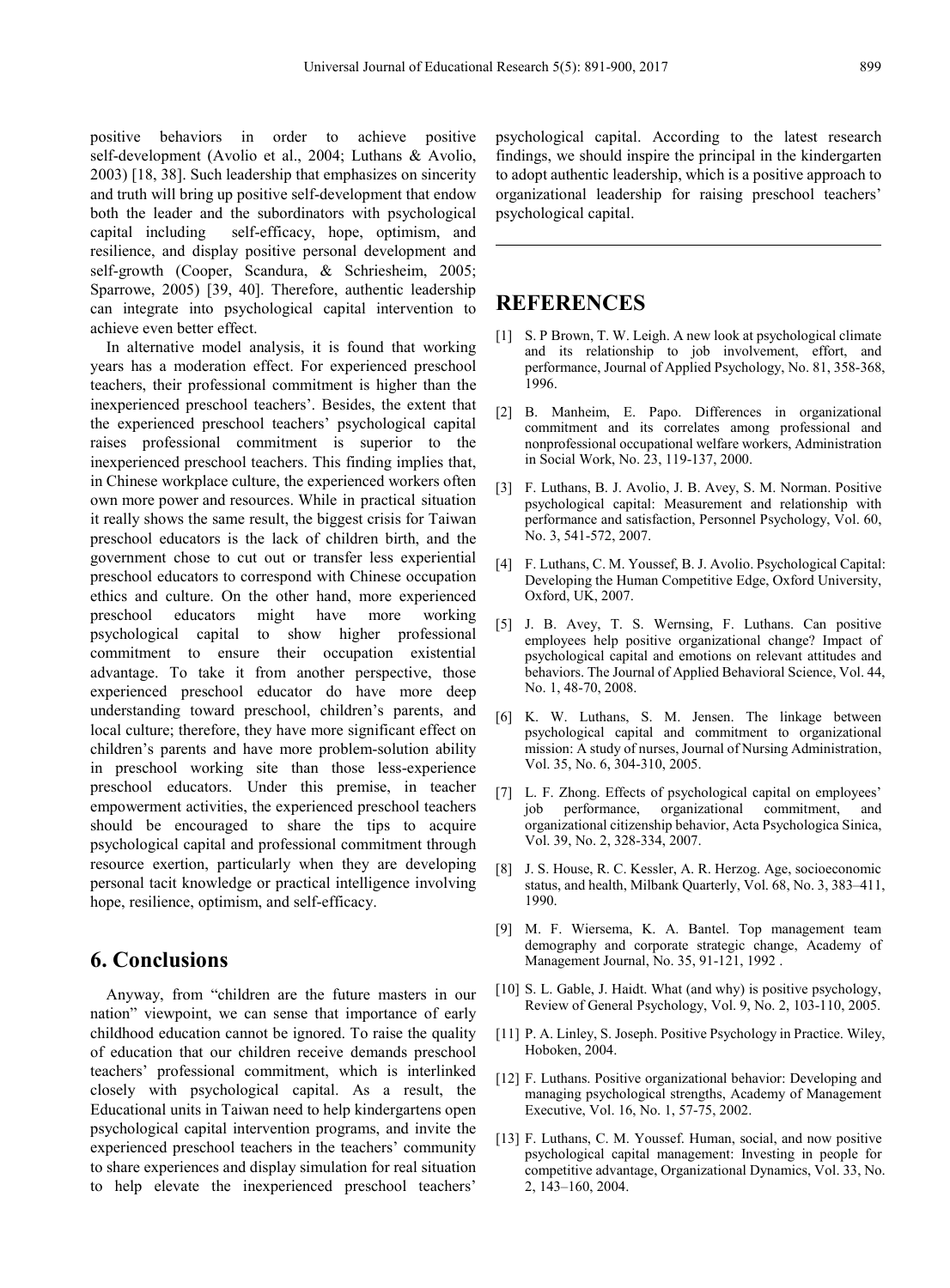positive behaviors in order to achieve positive self-development (Avolio et al., 2004; Luthans & Avolio, 2003) [18, 38]. Such leadership that emphasizes on sincerity and truth will bring up positive self-development that endow both the leader and the subordinators with psychological capital including self-efficacy, hope, optimism, and resilience, and display positive personal development and self-growth (Cooper, Scandura, & Schriesheim, 2005; Sparrowe, 2005) [39, 40]. Therefore, authentic leadership can integrate into psychological capital intervention to achieve even better effect.

In alternative model analysis, it is found that working years has a moderation effect. For experienced preschool teachers, their professional commitment is higher than the inexperienced preschool teachers'. Besides, the extent that the experienced preschool teachers' psychological capital raises professional commitment is superior to the inexperienced preschool teachers. This finding implies that, in Chinese workplace culture, the experienced workers often own more power and resources. While in practical situation it really shows the same result, the biggest crisis for Taiwan preschool educators is the lack of children birth, and the government chose to cut out or transfer less experiential preschool educators to correspond with Chinese occupation ethics and culture. On the other hand, more experienced preschool educators might have more working psychological capital to show higher professional commitment to ensure their occupation existential advantage. To take it from another perspective, those experienced preschool educator do have more deep understanding toward preschool, children's parents, and local culture; therefore, they have more significant effect on children's parents and have more problem-solution ability in preschool working site than those less-experience preschool educators. Under this premise, in teacher empowerment activities, the experienced preschool teachers should be encouraged to share the tips to acquire psychological capital and professional commitment through resource exertion, particularly when they are developing personal tacit knowledge or practical intelligence involving hope, resilience, optimism, and self-efficacy.

## 6. Conclusions

Anyway, from "children are the future masters in our nation" viewpoint, we can sense that importance of early childhood education cannot be ignored. To raise the quality of education that our children receive demands preschool teachers' professional commitment, which is interlinked closely with psychological capital. As a result, the Educational units in Taiwan need to help kindergartens open psychological capital intervention programs, and invite the experienced preschool teachers in the teachers' community to share experiences and display simulation for real situation to help elevate the inexperienced preschool teachers' psychological capital. According to the latest research findings, we should inspire the principal in the kindergarten to adopt authentic leadership, which is a positive approach to organizational leadership for raising preschool teachers' psychological capital.

## REFERENCES

[1] S. P Brown, T. W. Leigh. A new look at psychological climate and its relationship to job involvement, effort, and performance, Journal of Applied Psychology, No. 81, 358-368, 1996.

[2] B. Manheim, E. Papo. Differences in organizational commitment and its correlates among professional and nonprofessional occupational welfare workers, Administration in Social Work, No. 23, 119-137, 2000.

[3] F. Luthans, B. J. Avolio, J. B. Avey, S. M. Norman. Positive psychological capital: Measurement and relationship with performance and satisfaction, Personnel Psychology, Vol. 60, No. 3, 541-572, 2007.

[4] F. Luthans, C. M. Youssef, B. J. Avolio. Psychological Capital: Developing the Human Competitive Edge, Oxford University, Oxford, UK, 2007.

[5] J. B. Avey, T. S. Wernsing, F. Luthans. Can positive employees help positive organizational change? Impact of psychological capital and emotions on relevant attitudes and behaviors. The Journal of Applied Behavioral Science, Vol. 44, No. 1, 48-70, 2008.

[6] K. W. Luthans, S. M. Jensen. The linkage between psychological capital and commitment to organizational mission: A study of nurses, Journal of Nursing Administration, Vol. 35, No. 6, 304-310, 2005.

[7] L. F. Zhong. Effects of psychological capital on employees' job performance, organizational commitment, and organizational citizenship behavior, Acta Psychologica Sinica, Vol. 39, No. 2, 328-334, 2007.

[8] J. S. House, R. C. Kessler, A. R. Herzog. Age, socioeconomic status, and health, Milbank Quarterly, Vol. 68, No. 3, 383–411, 1990.

[9] M. F. Wiersema, K. A. Bantel. Top management team demography and corporate strategic change, Academy of Management Journal, No. 35, 91-121, 1992 .

[10] S. L. Gable, J. Haidt. What (and why) is positive psychology, Review of General Psychology, Vol. 9, No. 2, 103-110, 2005.

[11] P. A. Linley, S. Joseph. Positive Psychology in Practice. Wiley, Hoboken, 2004.

[12] F. Luthans. Positive organizational behavior: Developing and managing psychological strengths, Academy of Management Executive, Vol. 16, No. 1, 57-75, 2002.

[13] F. Luthans, C. M. Youssef. Human, social, and now positive psychological capital management: Investing in people for competitive advantage, Organizational Dynamics, Vol. 33, No. 2, 143–160, 2004.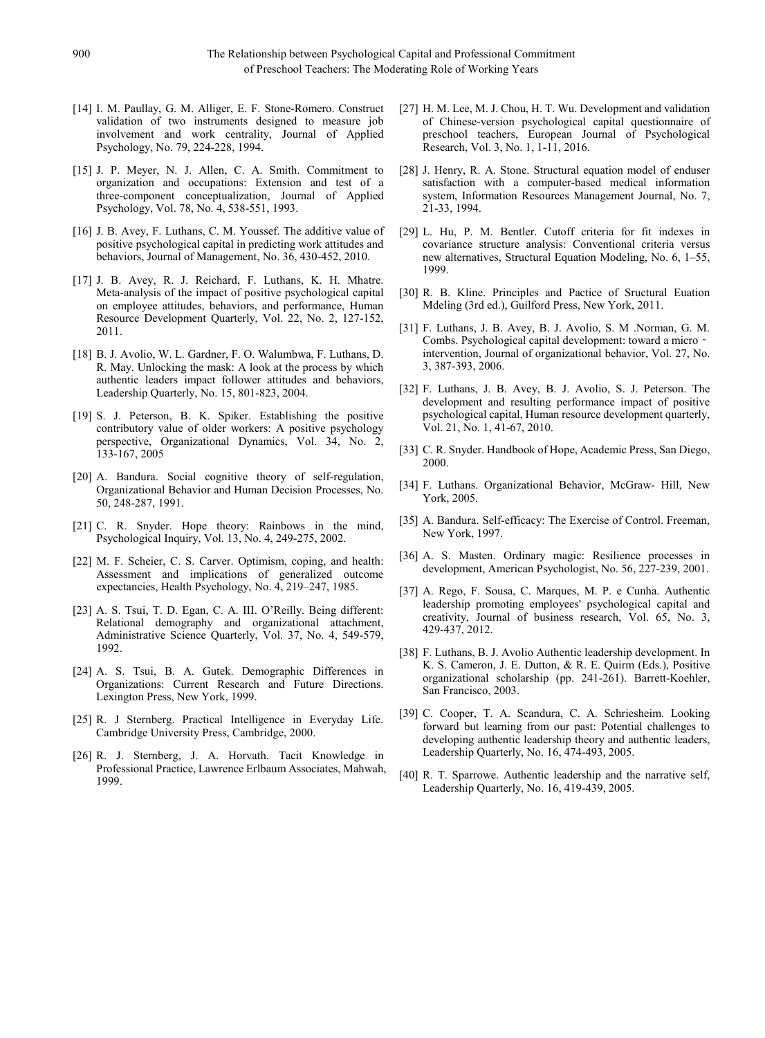[14] I. M. Paullay, G. M. Alliger, E. F. Stone-Romero. Construct validation of two instruments designed to measure job involvement and work centrality, Journal of Applied Psychology, No. 79, 224-228, 1994.

[15] J. P. Meyer, N. J. Allen, C. A. Smith. Commitment to organization and occupations: Extension and test of a three-component conceptualization, Journal of Applied Psychology, Vol. 78, No. 4, 538-551, 1993.

[16] J. B. Avey, F. Luthans, C. M. Youssef. The additive value of positive psychological capital in predicting work attitudes and behaviors, Journal of Management, No. 36, 430-452, 2010.

[17] J. B. Avey, R. J. Reichard, F. Luthans, K. H. Mhatre. Meta-analysis of the impact of positive psychological capital on employee attitudes, behaviors, and performance, Human Resource Development Quarterly, Vol. 22, No. 2, 127-152, 2011.

[18] B. J. Avolio, W. L. Gardner, F. O. Walumbwa, F. Luthans, D. R. May. Unlocking the mask: A look at the process by which authentic leaders impact follower attitudes and behaviors, Leadership Quarterly, No. 15, 801-823, 2004.

[19] S. J. Peterson, B. K. Spiker. Establishing the positive contributory value of older workers: A positive psychology perspective, Organizational Dynamics, Vol. 34, No. 2, 133-167, 2005

[20] A. Bandura. Social cognitive theory of self-regulation, Organizational Behavior and Human Decision Processes, No. 50, 248-287, 1991.

[21] C. R. Snyder. Hope theory: Rainbows in the mind, Psychological Inquiry, Vol. 13, No. 4, 249-275, 2002.

[22] M. F. Scheier, C. S. Carver. Optimism, coping, and health: Assessment and implications of generalized outcome expectancies, Health Psychology, No. 4, 219–247, 1985.

[23] A. S. Tsui, T. D. Egan, C. A. III. O'Reilly. Being different: Relational demography and organizational attachment, Administrative Science Quarterly, Vol. 37, No. 4, 549-579, 1992.

[24] A. S. Tsui, B. A. Gutek. Demographic Differences in Organizations: Current Research and Future Directions. Lexington Press, New York, 1999.

[25] R. J Sternberg. Practical Intelligence in Everyday Life. Cambridge University Press, Cambridge, 2000.

[26] R. J. Sternberg, J. A. Horvath. Tacit Knowledge in Professional Practice, Lawrence Erlbaum Associates, Mahwah, 1999.

[27] H. M. Lee, M. J. Chou, H. T. Wu. Development and validation of Chinese-version psychological capital questionnaire of preschool teachers, European Journal of Psychological Research, Vol. 3, No. 1, 1-11, 2016.

[28] J. Henry, R. A. Stone. Structural equation model of enduser satisfaction with a computer-based medical information system, Information Resources Management Journal, No. 7, 21-33, 1994.

[29] L. Hu, P. M. Bentler. Cutoff criteria for fit indexes in covariance structure analysis: Conventional criteria versus new alternatives, Structural Equation Modeling, No. 6, 1–55, 1999.

[30] R. B. Kline. Principles and Pactice of Sructural Euation Mdeling (3rd ed.), Guilford Press, New York, 2011.

[31] F. Luthans, J. B. Avey, B. J. Avolio, S. M .Norman, G. M. Combs. Psychological capital development: toward a micro‐intervention, Journal of organizational behavior, Vol. 27, No. 3, 387-393, 2006.

[32] F. Luthans, J. B. Avey, B. J. Avolio, S. J. Peterson. The development and resulting performance impact of positive psychological capital, Human resource development quarterly, Vol. 21, No. 1, 41-67, 2010.

[33] C. R. Snyder. Handbook of Hope, Academic Press, San Diego, 2000.

[34] F. Luthans. Organizational Behavior, McGraw- Hill, New York, 2005.

[35] A. Bandura. Self-efficacy: The Exercise of Control. Freeman, New York, 1997.

[36] A. S. Masten. Ordinary magic: Resilience processes in development, American Psychologist, No. 56, 227-239, 2001.

[37] A. Rego, F. Sousa, C. Marques, M. P. e Cunha. Authentic leadership promoting employees' psychological capital and creativity, Journal of business research, Vol. 65, No. 3, 429-437, 2012.

[38] F. Luthans, B. J. Avolio Authentic leadership development. In K. S. Cameron, J. E. Dutton, & R. E. Quirm (Eds.), Positive organizational scholarship (pp. 241-261). Barrett-Koehler, San Francisco, 2003.

[39] C. Cooper, T. A. Scandura, C. A. Schriesheim. Looking forward but learning from our past: Potential challenges to developing authentic leadership theory and authentic leaders, Leadership Quarterly, No. 16, 474-493, 2005.

[40] R. T. Sparrowe. Authentic leadership and the narrative self, Leadership Quarterly, No. 16, 419-439, 2005.